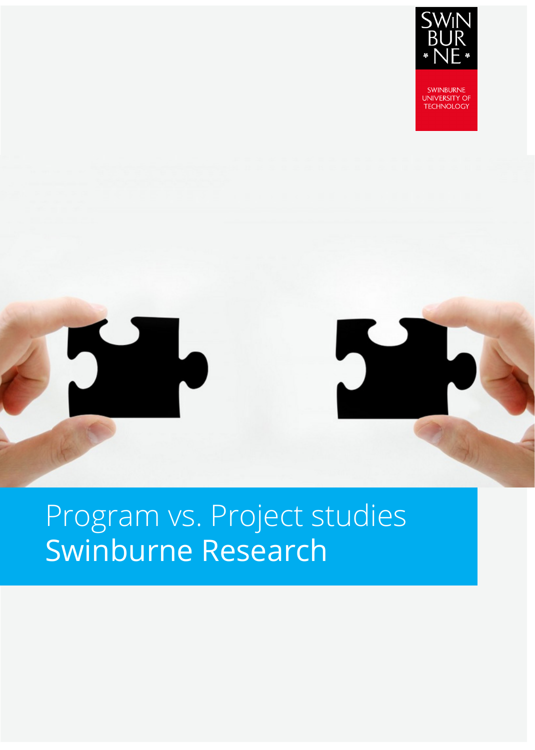# Program vs. Project studies

## Swinburne Research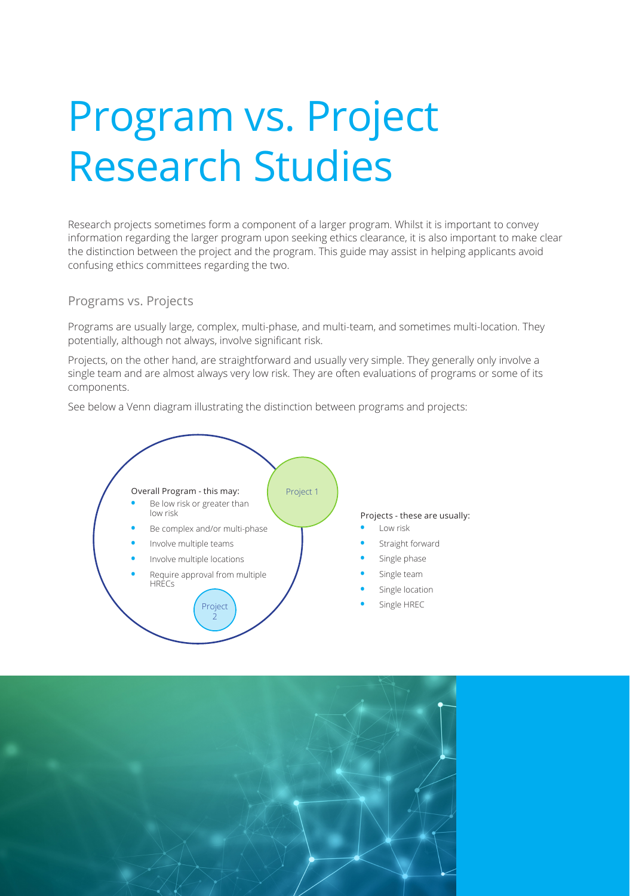# Program vs. Project Research Studies

Research projects sometimes form a component of a larger program. Whilst it is important to convey information regarding the larger program upon seeking ethics clearance, it is also important to make clear the distinction between the project and the program. This guide may assist in helping applicants avoid confusing ethics committees regarding the two.

## Programs vs. Projects

Programs are usually large, complex, multi-phase, and multi-team, and sometimes multi-location. They potentially, although not always, involve significant risk.

Projects, on the other hand, are straightforward and usually very simple. They generally only involve a single team and are almost always very low risk. They are often evaluations of programs or some of its components.

See below a Venn diagram illustrating the distinction between programs and projects:

Overall Program - this may:

- Be low risk or greater than low risk
- Be complex and/or multi-phase
- Involve multiple teams
- Involve multiple locations
- Require approval from multiple HRECs

Project 1

Project 2

Projects - these are usually:

- Low risk
- Straight forward
- Single phase
- Single team
- Single location
- Single HREC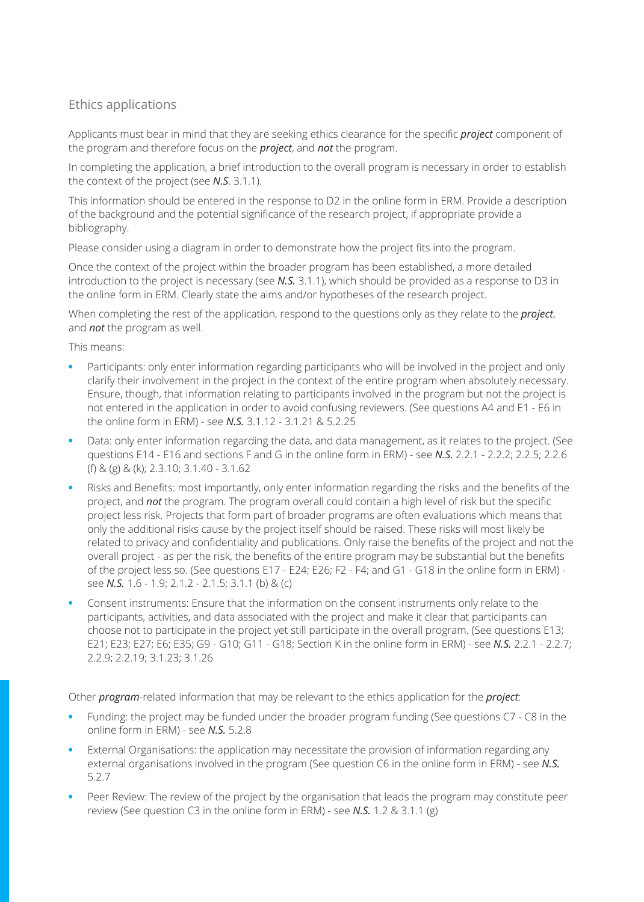## Ethics applications

Applicants must bear in mind that they are seeking ethics clearance for the specific ***project*** component of the program and therefore focus on the ***project***, and ***not*** the program.

In completing the application, a brief introduction to the overall program is necessary in order to establish the context of the project (see ***N.S***. 3.1.1).

This information should be entered in the response to D2 in the online form in ERM. Provide a description of the background and the potential significance of the research project, if appropriate provide a bibliography.

Please consider using a diagram in order to demonstrate how the project fits into the program.

Once the context of the project within the broader program has been established, a more detailed introduction to the project is necessary (see ***N.S.*** 3.1.1), which should be provided as a response to D3 in the online form in ERM. Clearly state the aims and/or hypotheses of the research project.

When completing the rest of the application, respond to the questions only as they relate to the ***project***, and ***not*** the program as well.

This means:

- Participants: only enter information regarding participants who will be involved in the project and only clarify their involvement in the project in the context of the entire program when absolutely necessary. Ensure, though, that information relating to participants involved in the program but not the project is not entered in the application in order to avoid confusing reviewers. (See questions A4 and E1 - E6 in the online form in ERM) - see ***N.S.*** 3.1.12 - 3.1.21 & 5.2.25
- Data: only enter information regarding the data, and data management, as it relates to the project. (See questions E14 - E16 and sections F and G in the online form in ERM) - see ***N.S.*** 2.2.1 - 2.2.2; 2.2.5; 2.2.6 (f) & (g) & (k); 2.3.10; 3.1.40 - 3.1.62
- Risks and Benefits: most importantly, only enter information regarding the risks and the benefits of the project, and ***not*** the program. The program overall could contain a high level of risk but the specific project less risk. Projects that form part of broader programs are often evaluations which means that only the additional risks cause by the project itself should be raised. These risks will most likely be related to privacy and confidentiality and publications. Only raise the benefits of the project and not the overall project - as per the risk, the benefits of the entire program may be substantial but the benefits of the project less so. (See questions E17 - E24; E26; F2 - F4; and G1 - G18 in the online form in ERM) - see ***N.S.*** 1.6 - 1.9; 2.1.2 - 2.1.5; 3.1.1 (b) & (c)
- Consent instruments: Ensure that the information on the consent instruments only relate to the participants, activities, and data associated with the project and make it clear that participants can choose not to participate in the project yet still participate in the overall program. (See questions E13; E21; E23; E27; E6; E35; G9 - G10; G11 - G18; Section K in the online form in ERM) - see ***N.S.*** 2.2.1 - 2.2.7; 2.2.9; 2.2.19; 3.1.23; 3.1.26

Other ***program***-related information that may be relevant to the ethics application for the ***project***:

- Funding: the project may be funded under the broader program funding (See questions C7 - C8 in the online form in ERM) - see ***N.S.*** 5.2.8
- External Organisations: the application may necessitate the provision of information regarding any external organisations involved in the program (See question C6 in the online form in ERM) - see ***N.S.*** 5.2.7
- Peer Review: The review of the project by the organisation that leads the program may constitute peer review (See question C3 in the online form in ERM) - see ***N.S.*** 1.2 & 3.1.1 (g)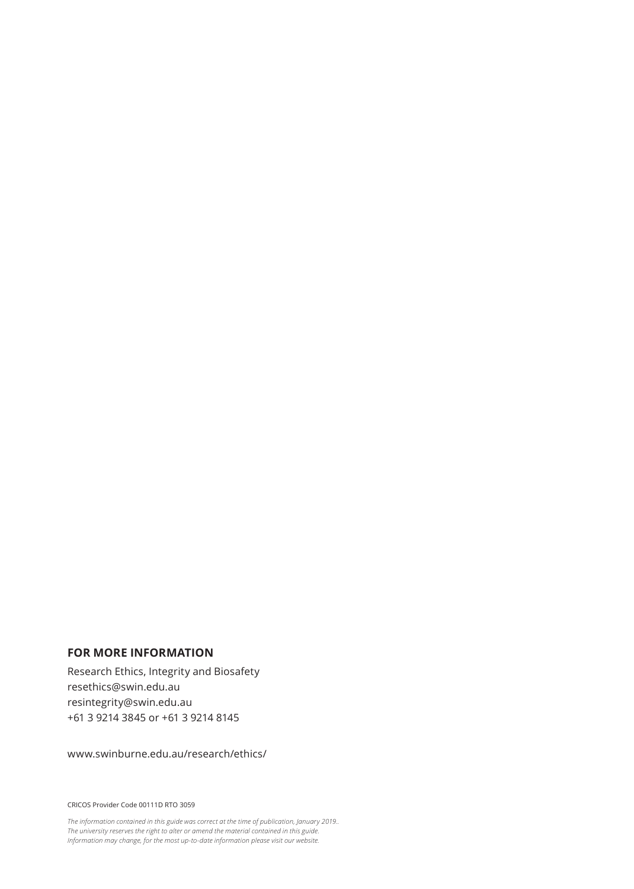**FOR MORE INFORMATION**

Research Ethics, Integrity and Biosafety
resethics@swin.edu.au
resintegrity@swin.edu.au
+61 3 9214 3845 or +61 3 9214 8145

www.swinburne.edu.au/research/ethics/

CRICOS Provider Code 00111D RTO 3059

*The information contained in this guide was correct at the time of publication, January 2019..*
*The university reserves the right to alter or amend the material contained in this guide.*
*Information may change, for the most up-to-date information please visit our website.*